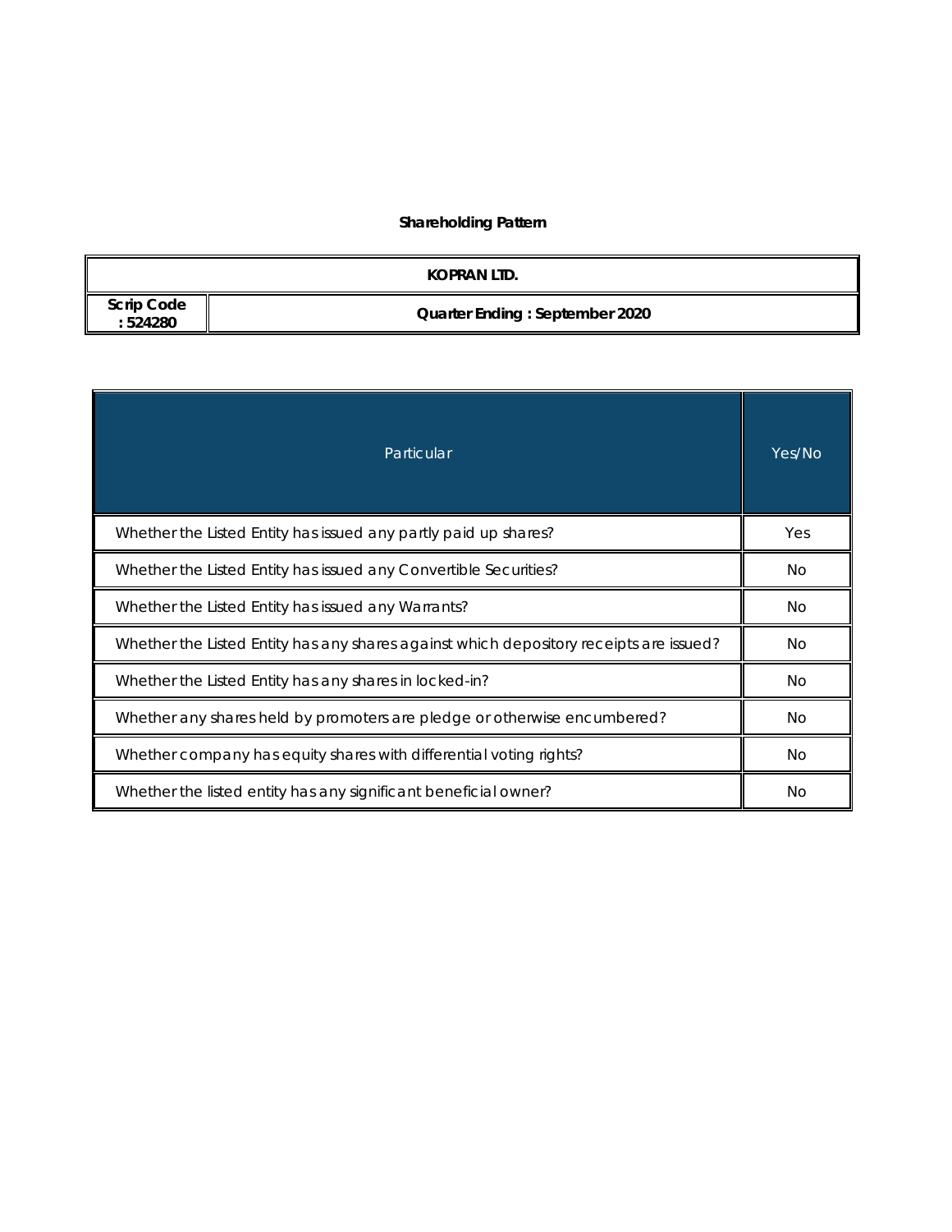**Shareholding Pattern**

| KOPRAN LTD. | |
|---|---|
| Scrip Code : 524280 | Quarter Ending : September 2020 |

| Particular | Yes/No |
|---|---|
| Whether the Listed Entity has issued any partly paid up shares? | Yes |
| Whether the Listed Entity has issued any Convertible Securities? | No |
| Whether the Listed Entity has issued any Warrants? | No |
| Whether the Listed Entity has any shares against which depository receipts are issued? | No |
| Whether the Listed Entity has any shares in locked-in? | No |
| Whether any shares held by promoters are pledge or otherwise encumbered? | No |
| Whether company has equity shares with differential voting rights? | No |
| Whether the listed entity has any significant beneficial owner? | No |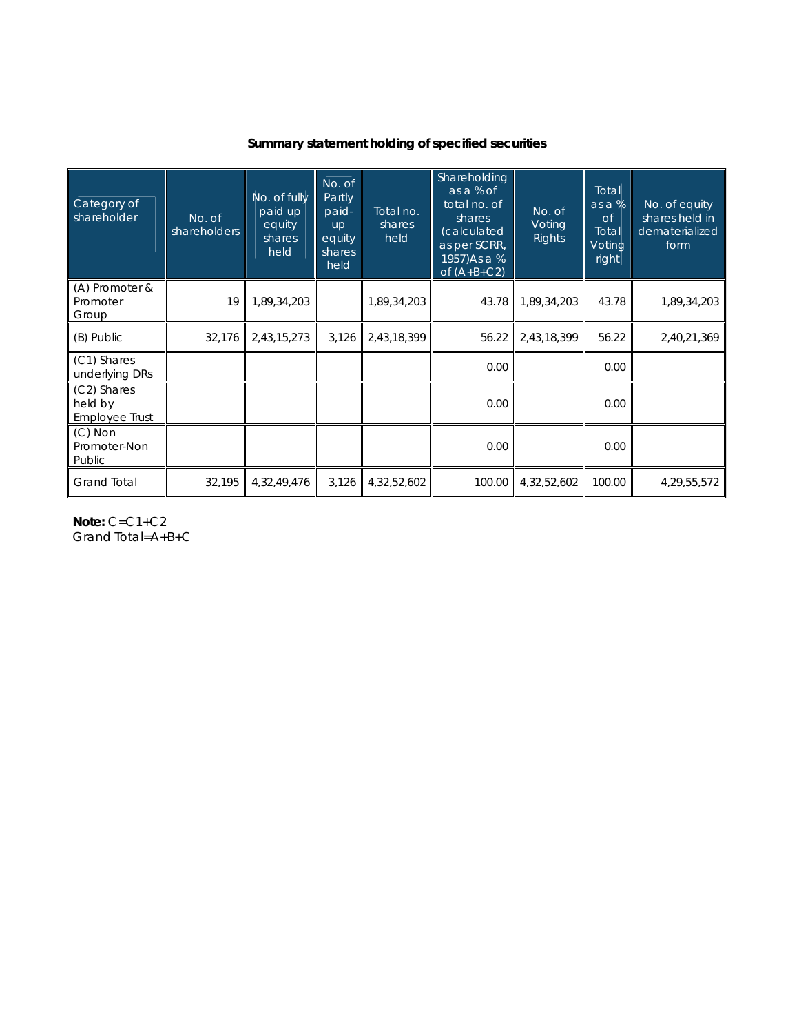## Summary statement holding of specified securities

| Category of shareholder | No. of shareholders | No. of fully paid up equity shares held | No. of Partly paid-up equity shares held | Total no. shares held | Shareholding as a % of total no. of shares (calculated as per SCRR, 1957)As a % of (A+B+C2) | No. of Voting Rights | Total as a % of Total Voting right | No. of equity shares held in dematerialized form |
|---|---|---|---|---|---|---|---|---|
| (A) Promoter & Promoter Group | 19 | 1,89,34,203 | | 1,89,34,203 | 43.78 | 1,89,34,203 | 43.78 | 1,89,34,203 |
| (B) Public | 32,176 | 2,43,15,273 | 3,126 | 2,43,18,399 | 56.22 | 2,43,18,399 | 56.22 | 2,40,21,369 |
| (C1) Shares underlying DRs | | | | | 0.00 | | 0.00 | |
| (C2) Shares held by Employee Trust | | | | | 0.00 | | 0.00 | |
| (C) Non Promoter-Non Public | | | | | 0.00 | | 0.00 | |
| Grand Total | 32,195 | 4,32,49,476 | 3,126 | 4,32,52,602 | 100.00 | 4,32,52,602 | 100.00 | 4,29,55,572 |

**Note:** C=C1+C2
Grand Total=A+B+C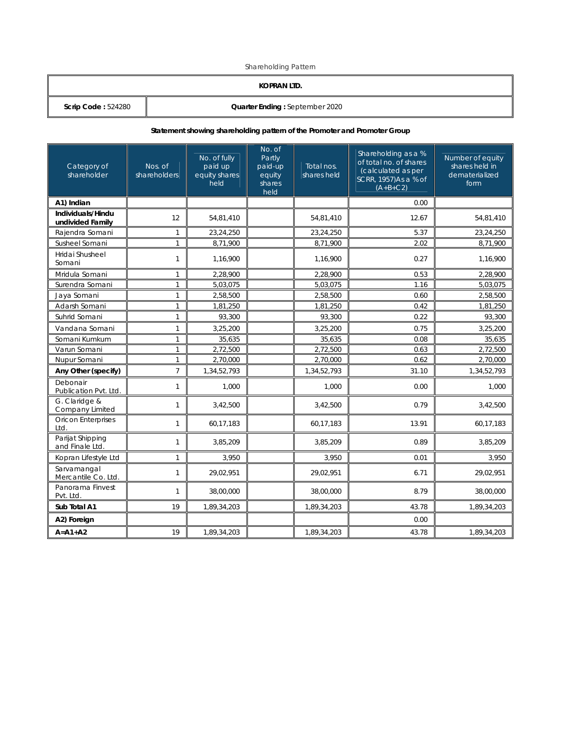Shareholding Pattern

| KOPRAN LTD. | |
|---|---|
| **Scrip Code :** 524280 | **Quarter Ending :** September 2020 |

**Statement showing shareholding pattern of the Promoter and Promoter Group**

| Category of shareholder | Nos. of shareholders | No. of fully paid up equity shares held | No. of Partly paid-up equity shares held | Total nos. shares held | Shareholding as a % of total no. of shares (calculated as per SCRR, 1957)As a % of (A+B+C2) | Number of equity shares held in dematerialized form |
|---|---|---|---|---|---|---|
| **A1) Indian** | | | | | 0.00 | |
| **Individuals/Hindu undivided Family** | 12 | 54,81,410 | | 54,81,410 | 12.67 | 54,81,410 |
| Rajendra Somani | 1 | 23,24,250 | | 23,24,250 | 5.37 | 23,24,250 |
| Susheel Somani | 1 | 8,71,900 | | 8,71,900 | 2.02 | 8,71,900 |
| Hridai Shusheel Somani | 1 | 1,16,900 | | 1,16,900 | 0.27 | 1,16,900 |
| Mridula Somani | 1 | 2,28,900 | | 2,28,900 | 0.53 | 2,28,900 |
| Surendra Somani | 1 | 5,03,075 | | 5,03,075 | 1.16 | 5,03,075 |
| Jaya Somani | 1 | 2,58,500 | | 2,58,500 | 0.60 | 2,58,500 |
| Adarsh Somani | 1 | 1,81,250 | | 1,81,250 | 0.42 | 1,81,250 |
| Suhrid Somani | 1 | 93,300 | | 93,300 | 0.22 | 93,300 |
| Vandana Somani | 1 | 3,25,200 | | 3,25,200 | 0.75 | 3,25,200 |
| Somani Kumkum | 1 | 35,635 | | 35,635 | 0.08 | 35,635 |
| Varun Somani | 1 | 2,72,500 | | 2,72,500 | 0.63 | 2,72,500 |
| Nupur Somani | 1 | 2,70,000 | | 2,70,000 | 0.62 | 2,70,000 |
| **Any Other (specify)** | 7 | 1,34,52,793 | | 1,34,52,793 | 31.10 | 1,34,52,793 |
| Debonair Publication Pvt. Ltd. | 1 | 1,000 | | 1,000 | 0.00 | 1,000 |
| G. Claridge & Company Limited | 1 | 3,42,500 | | 3,42,500 | 0.79 | 3,42,500 |
| Oricon Enterprises Ltd. | 1 | 60,17,183 | | 60,17,183 | 13.91 | 60,17,183 |
| Parijat Shipping and Finale Ltd. | 1 | 3,85,209 | | 3,85,209 | 0.89 | 3,85,209 |
| Kopran Lifestyle Ltd | 1 | 3,950 | | 3,950 | 0.01 | 3,950 |
| Sarvamangal Mercantile Co. Ltd. | 1 | 29,02,951 | | 29,02,951 | 6.71 | 29,02,951 |
| Panorama Finvest Pvt. Ltd. | 1 | 38,00,000 | | 38,00,000 | 8.79 | 38,00,000 |
| **Sub Total A1** | 19 | 1,89,34,203 | | 1,89,34,203 | 43.78 | 1,89,34,203 |
| **A2) Foreign** | | | | | 0.00 | |
| **A=A1+A2** | 19 | 1,89,34,203 | | 1,89,34,203 | 43.78 | 1,89,34,203 |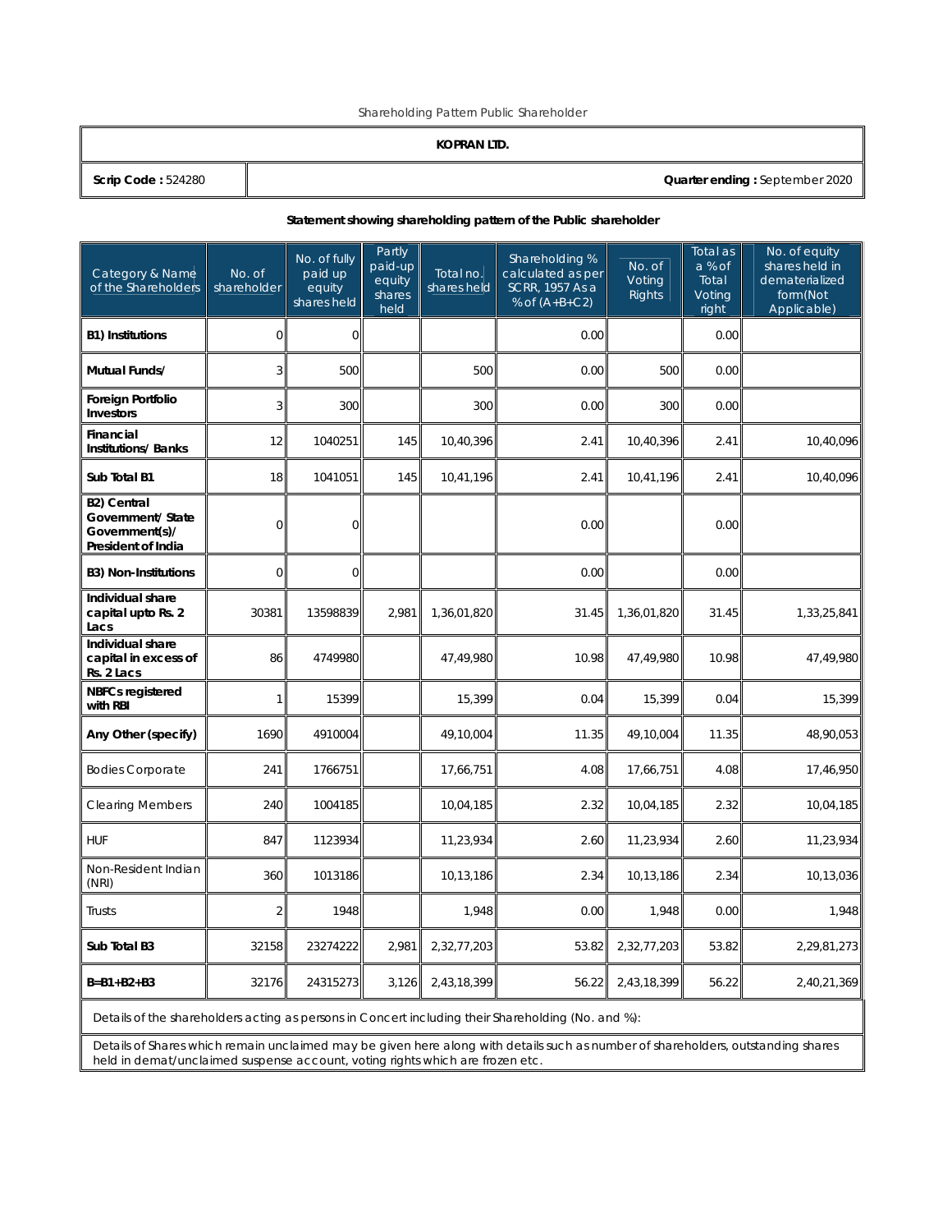Shareholding Pattern Public Shareholder

| **KOPRAN LTD.** | |
|---|---|
| **Scrip Code :** 524280 | **Quarter ending :** September 2020 |

**Statement showing shareholding pattern of the Public shareholder**

| Category & Name of the Shareholders | No. of shareholder | No. of fully paid up equity shares held | Partly paid-up equity shares held | Total no. shares held | Shareholding % calculated as per SCRR, 1957 As a % of (A+B+C2) | No. of Voting Rights | Total as a % of Total Voting right | No. of equity shares held in dematerialized form(Not Applicable) |
|---|---|---|---|---|---|---|---|---|
| **B1) Institutions** | 0 | 0 | | | 0.00 | | 0.00 | |
| **Mutual Funds/** | 3 | 500 | | 500 | 0.00 | 500 | 0.00 | |
| **Foreign Portfolio Investors** | 3 | 300 | | 300 | 0.00 | 300 | 0.00 | |
| **Financial Institutions/ Banks** | 12 | 1040251 | 145 | 10,40,396 | 2.41 | 10,40,396 | 2.41 | 10,40,096 |
| **Sub Total B1** | 18 | 1041051 | 145 | 10,41,196 | 2.41 | 10,41,196 | 2.41 | 10,40,096 |
| **B2) Central Government/ State Government(s)/ President of India** | 0 | 0 | | | 0.00 | | 0.00 | |
| **B3) Non-Institutions** | 0 | 0 | | | 0.00 | | 0.00 | |
| **Individual share capital upto Rs. 2 Lacs** | 30381 | 13598839 | 2,981 | 1,36,01,820 | 31.45 | 1,36,01,820 | 31.45 | 1,33,25,841 |
| **Individual share capital in excess of Rs. 2 Lacs** | 86 | 4749980 | | 47,49,980 | 10.98 | 47,49,980 | 10.98 | 47,49,980 |
| **NBFCs registered with RBI** | 1 | 15399 | | 15,399 | 0.04 | 15,399 | 0.04 | 15,399 |
| **Any Other (specify)** | 1690 | 4910004 | | 49,10,004 | 11.35 | 49,10,004 | 11.35 | 48,90,053 |
| Bodies Corporate | 241 | 1766751 | | 17,66,751 | 4.08 | 17,66,751 | 4.08 | 17,46,950 |
| Clearing Members | 240 | 1004185 | | 10,04,185 | 2.32 | 10,04,185 | 2.32 | 10,04,185 |
| HUF | 847 | 1123934 | | 11,23,934 | 2.60 | 11,23,934 | 2.60 | 11,23,934 |
| Non-Resident Indian (NRI) | 360 | 1013186 | | 10,13,186 | 2.34 | 10,13,186 | 2.34 | 10,13,036 |
| Trusts | 2 | 1948 | | 1,948 | 0.00 | 1,948 | 0.00 | 1,948 |
| **Sub Total B3** | 32158 | 23274222 | 2,981 | 2,32,77,203 | 53.82 | 2,32,77,203 | 53.82 | 2,29,81,273 |
| **B=B1+B2+B3** | 32176 | 24315273 | 3,126 | 2,43,18,399 | 56.22 | 2,43,18,399 | 56.22 | 2,40,21,369 |

Details of the shareholders acting as persons in Concert including their Shareholding (No. and %):

Details of Shares which remain unclaimed may be given here along with details such as number of shareholders, outstanding shares held in demat/unclaimed suspense account, voting rights which are frozen etc.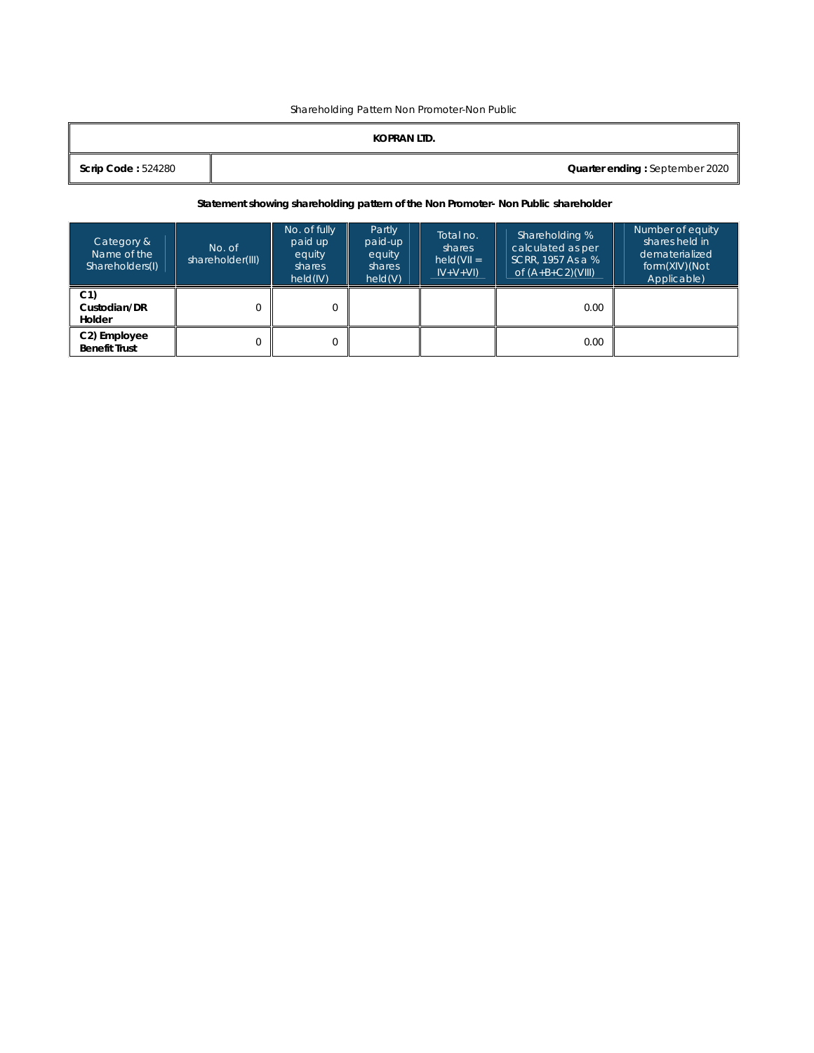Shareholding Pattern Non Promoter-Non Public

| **KOPRAN LTD.** | |
|---|---|
| **Scrip Code :** 524280 | **Quarter ending :** September 2020 |

**Statement showing shareholding pattern of the Non Promoter- Non Public shareholder**

| Category & Name of the Shareholders(I) | No. of shareholder(III) | No. of fully paid up equity shares held(IV) | Partly paid-up equity shares held(V) | Total no. shares held(VII = IV+V+VI) | Shareholding % calculated as per SCRR, 1957 As a % of (A+B+C2)(VIII) | Number of equity shares held in dematerialized form(XIV)(Not Applicable) |
|---|---|---|---|---|---|---|
| **C1) Custodian/DR Holder** | 0 | 0 | | | 0.00 | |
| **C2) Employee Benefit Trust** | 0 | 0 | | | 0.00 | |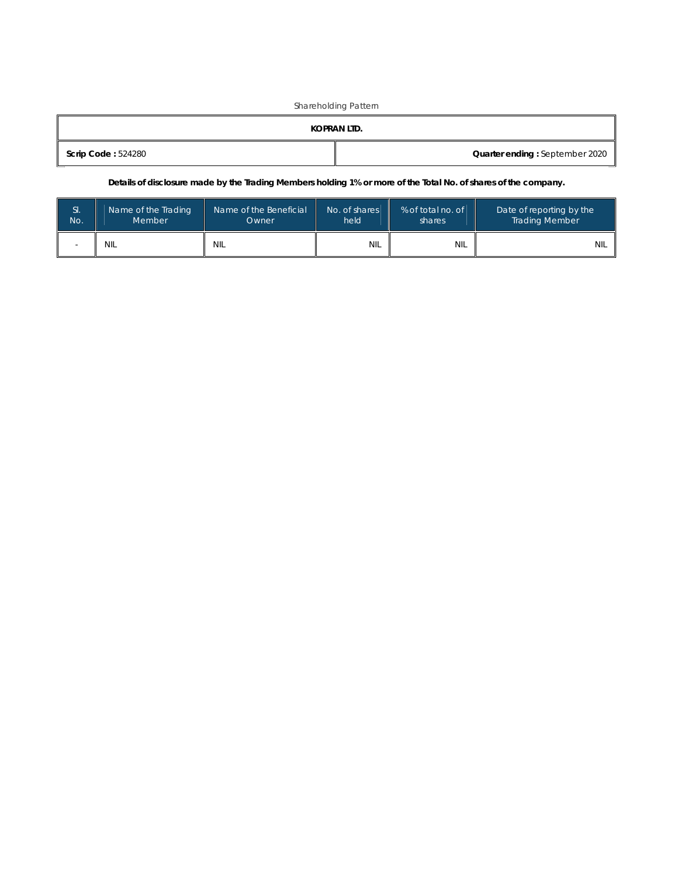Shareholding Pattern

| KOPRAN LTD. | |
|---|---|
| **Scrip Code :** 524280 | **Quarter ending :** September 2020 |

**Details of disclosure made by the Trading Members holding 1% or more of the Total No. of shares of the company.**

| Sl. No. | Name of the Trading Member | Name of the Beneficial Owner | No. of shares held | % of total no. of shares | Date of reporting by the Trading Member |
|---|---|---|---|---|---|
| - | NIL | NIL | NIL | NIL | NIL |